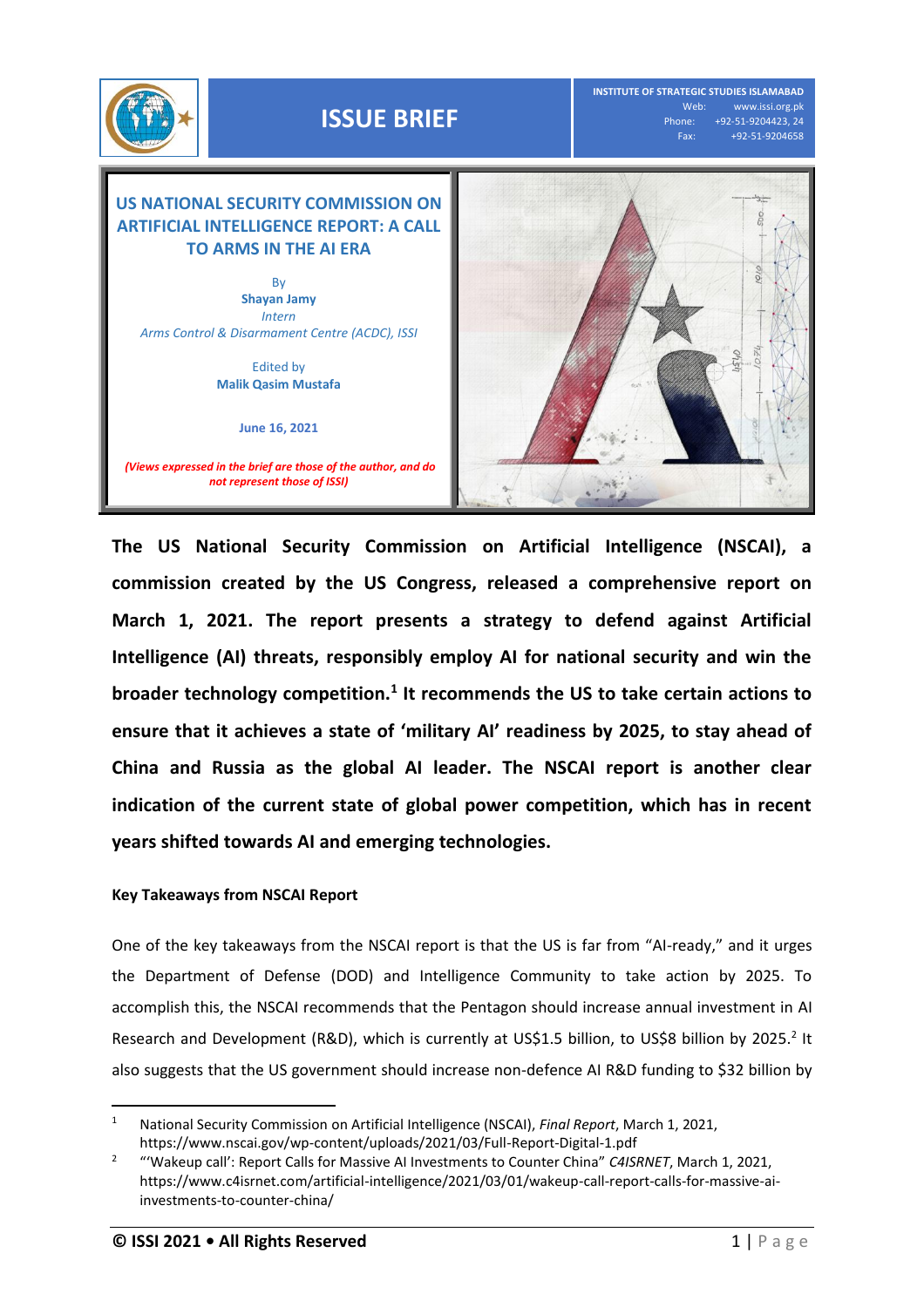ISSUE BRIEF

INSTITUTE OF STRATEGIC STUDIES ISLAMABAD
Web: www.issi.org.pk
Phone: +92-51-9204423, 24
Fax: +92-51-9204658

# US NATIONAL SECURITY COMMISSION ON ARTIFICIAL INTELLIGENCE REPORT: A CALL TO ARMS IN THE AI ERA

By
**Shayan Jamy**
*Intern*
*Arms Control & Disarmament Centre (ACDC), ISSI*

Edited by
**Malik Qasim Mustafa**

**June 16, 2021**

***(Views expressed in the brief are those of the author, and do not represent those of ISSI)***

**The US National Security Commission on Artificial Intelligence (NSCAI), a commission created by the US Congress, released a comprehensive report on March 1, 2021. The report presents a strategy to defend against Artificial Intelligence (AI) threats, responsibly employ AI for national security and win the broader technology competition.[1] It recommends the US to take certain actions to ensure that it achieves a state of 'military AI' readiness by 2025, to stay ahead of China and Russia as the global AI leader. The NSCAI report is another clear indication of the current state of global power competition, which has in recent years shifted towards AI and emerging technologies.**

### Key Takeaways from NSCAI Report

One of the key takeaways from the NSCAI report is that the US is far from "AI-ready," and it urges the Department of Defense (DOD) and Intelligence Community to take action by 2025. To accomplish this, the NSCAI recommends that the Pentagon should increase annual investment in AI Research and Development (R&D), which is currently at US$1.5 billion, to US$8 billion by 2025.[2] It also suggests that the US government should increase non-defence AI R&D funding to $32 billion by

---

[1] National Security Commission on Artificial Intelligence (NSCAI), *Final Report*, March 1, 2021, https://www.nscai.gov/wp-content/uploads/2021/03/Full-Report-Digital-1.pdf

[2] "'Wakeup call': Report Calls for Massive AI Investments to Counter China" *C4ISRNET*, March 1, 2021, https://www.c4isrnet.com/artificial-intelligence/2021/03/01/wakeup-call-report-calls-for-massive-ai-investments-to-counter-china/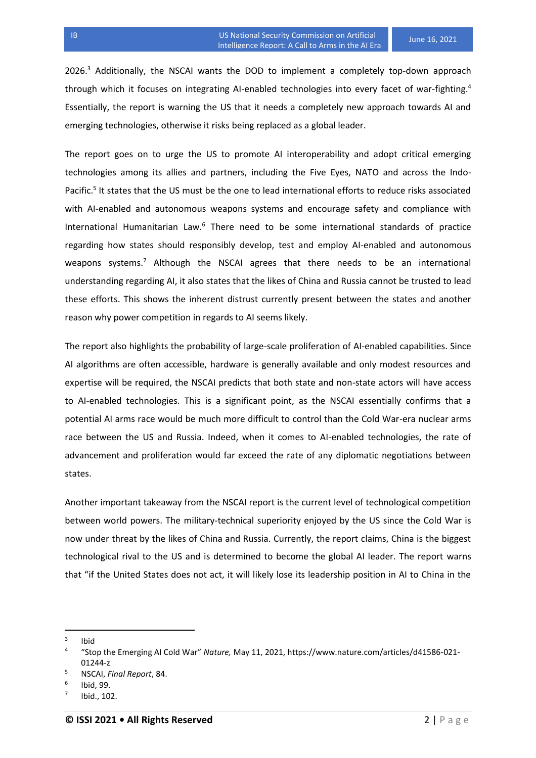2026.[3] Additionally, the NSCAI wants the DOD to implement a completely top-down approach through which it focuses on integrating AI-enabled technologies into every facet of war-fighting.[4] Essentially, the report is warning the US that it needs a completely new approach towards AI and emerging technologies, otherwise it risks being replaced as a global leader.

The report goes on to urge the US to promote AI interoperability and adopt critical emerging technologies among its allies and partners, including the Five Eyes, NATO and across the Indo-Pacific.[5] It states that the US must be the one to lead international efforts to reduce risks associated with AI-enabled and autonomous weapons systems and encourage safety and compliance with International Humanitarian Law.[6] There need to be some international standards of practice regarding how states should responsibly develop, test and employ AI-enabled and autonomous weapons systems.[7] Although the NSCAI agrees that there needs to be an international understanding regarding AI, it also states that the likes of China and Russia cannot be trusted to lead these efforts. This shows the inherent distrust currently present between the states and another reason why power competition in regards to AI seems likely.

The report also highlights the probability of large-scale proliferation of AI-enabled capabilities. Since AI algorithms are often accessible, hardware is generally available and only modest resources and expertise will be required, the NSCAI predicts that both state and non-state actors will have access to AI-enabled technologies. This is a significant point, as the NSCAI essentially confirms that a potential AI arms race would be much more difficult to control than the Cold War-era nuclear arms race between the US and Russia. Indeed, when it comes to AI-enabled technologies, the rate of advancement and proliferation would far exceed the rate of any diplomatic negotiations between states.

Another important takeaway from the NSCAI report is the current level of technological competition between world powers. The military-technical superiority enjoyed by the US since the Cold War is now under threat by the likes of China and Russia. Currently, the report claims, China is the biggest technological rival to the US and is determined to become the global AI leader. The report warns that "if the United States does not act, it will likely lose its leadership position in AI to China in the

---

[3] Ibid

[4] "Stop the Emerging AI Cold War" *Nature,* May 11, 2021, https://www.nature.com/articles/d41586-021-01244-z

[5] NSCAI, *Final Report*, 84.

[6] Ibid, 99.

[7] Ibid., 102.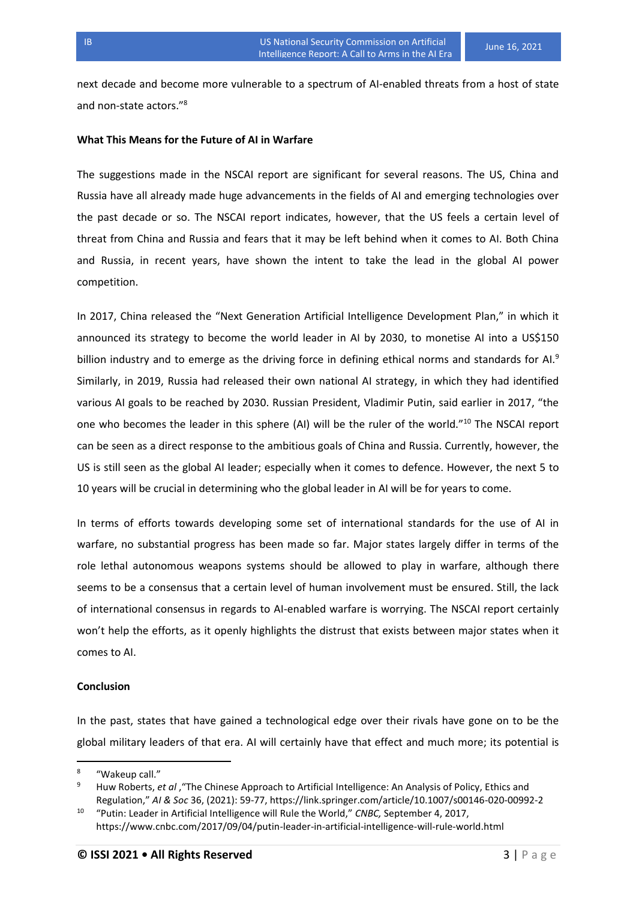next decade and become more vulnerable to a spectrum of AI-enabled threats from a host of state and non-state actors."[8]

**What This Means for the Future of AI in Warfare**

The suggestions made in the NSCAI report are significant for several reasons. The US, China and Russia have all already made huge advancements in the fields of AI and emerging technologies over the past decade or so. The NSCAI report indicates, however, that the US feels a certain level of threat from China and Russia and fears that it may be left behind when it comes to AI. Both China and Russia, in recent years, have shown the intent to take the lead in the global AI power competition.

In 2017, China released the "Next Generation Artificial Intelligence Development Plan," in which it announced its strategy to become the world leader in AI by 2030, to monetise AI into a US$150 billion industry and to emerge as the driving force in defining ethical norms and standards for AI.[9] Similarly, in 2019, Russia had released their own national AI strategy, in which they had identified various AI goals to be reached by 2030. Russian President, Vladimir Putin, said earlier in 2017, "the one who becomes the leader in this sphere (AI) will be the ruler of the world."[10] The NSCAI report can be seen as a direct response to the ambitious goals of China and Russia. Currently, however, the US is still seen as the global AI leader; especially when it comes to defence. However, the next 5 to 10 years will be crucial in determining who the global leader in AI will be for years to come.

In terms of efforts towards developing some set of international standards for the use of AI in warfare, no substantial progress has been made so far. Major states largely differ in terms of the role lethal autonomous weapons systems should be allowed to play in warfare, although there seems to be a consensus that a certain level of human involvement must be ensured. Still, the lack of international consensus in regards to AI-enabled warfare is worrying. The NSCAI report certainly won't help the efforts, as it openly highlights the distrust that exists between major states when it comes to AI.

**Conclusion**

In the past, states that have gained a technological edge over their rivals have gone on to be the global military leaders of that era. AI will certainly have that effect and much more; its potential is

---

[8] "Wakeup call."

[9] Huw Roberts, *et al* ,"The Chinese Approach to Artificial Intelligence: An Analysis of Policy, Ethics and Regulation," *AI & Soc* 36, (2021): 59-77, https://link.springer.com/article/10.1007/s00146-020-00992-2

[10] "Putin: Leader in Artificial Intelligence will Rule the World," *CNBC,* September 4, 2017, https://www.cnbc.com/2017/09/04/putin-leader-in-artificial-intelligence-will-rule-world.html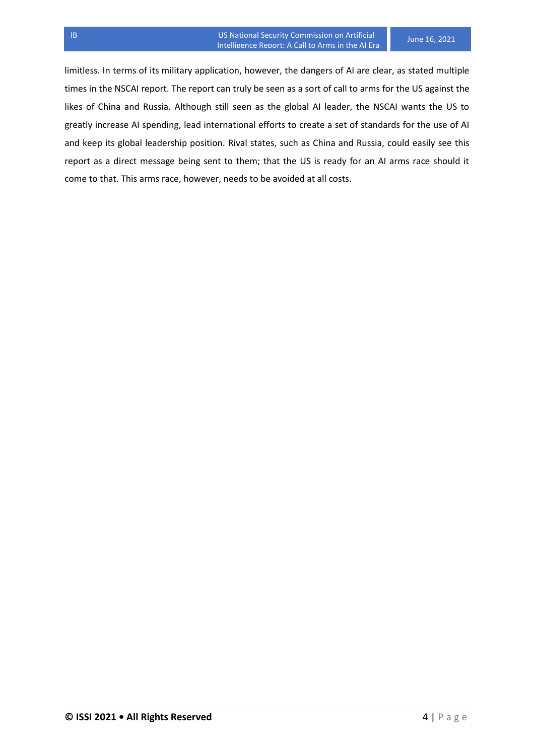limitless. In terms of its military application, however, the dangers of AI are clear, as stated multiple times in the NSCAI report. The report can truly be seen as a sort of call to arms for the US against the likes of China and Russia. Although still seen as the global AI leader, the NSCAI wants the US to greatly increase AI spending, lead international efforts to create a set of standards for the use of AI and keep its global leadership position. Rival states, such as China and Russia, could easily see this report as a direct message being sent to them; that the US is ready for an AI arms race should it come to that. This arms race, however, needs to be avoided at all costs.